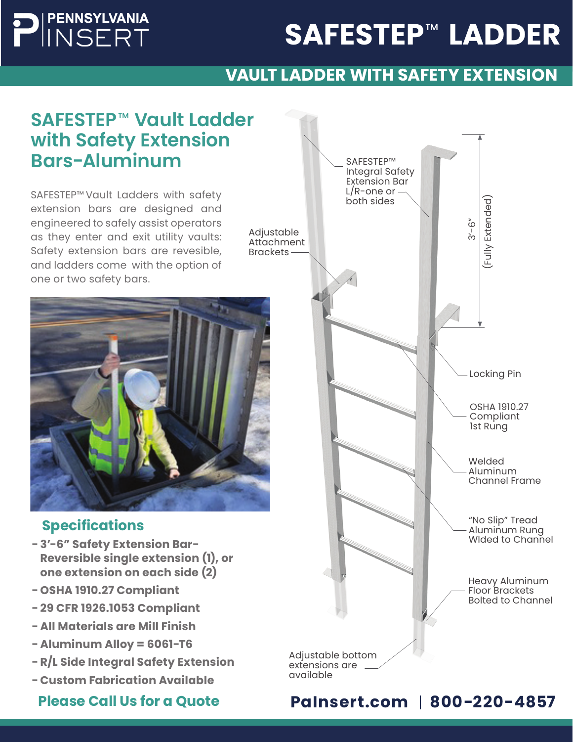# PENNSYLVANIA INSERT

# SAFESTEP™ LADDER

## VAULT LADDER WITH SAFETY EXTENSION

## SAFESTEP™ Vault Ladder with Safety Extension Bars-Aluminum

SAFESTEP™ Vault Ladders with safety extension bars are designed and engineered to safely assist operators as they enter and exit utility vaults: Safety extension bars are revesible, and ladders come with the option of one or two safety bars.

SAFESTEP™ Integral Safety Extension Bar L/R-one or both sides

Adjustable Attachment Brackets

3'-6" (Fully Extended)

Locking Pin

OSHA 1910.27 Compliant 1st Rung

Welded Aluminum Channel Frame

"No Slip" Tread Aluminum Rung Wlded to Channel

Heavy Aluminum Floor Brackets Bolted to Channel

Adjustable bottom extensions are available

### Specifications

- **3'-6" Safety Extension Bar- Reversible single extension (1), or one extension on each side (2)**
- **OSHA 1910.27 Compliant**
- **29 CFR 1926.1053 Compliant**
- **All Materials are Mill Finish**
- **Aluminum Alloy = 6061-T6**
- **R/L Side Integral Safety Extension**
- **Custom Fabrication Available**

**Please Call Us for a Quote**

**PaInsert.com | 800-220-4857**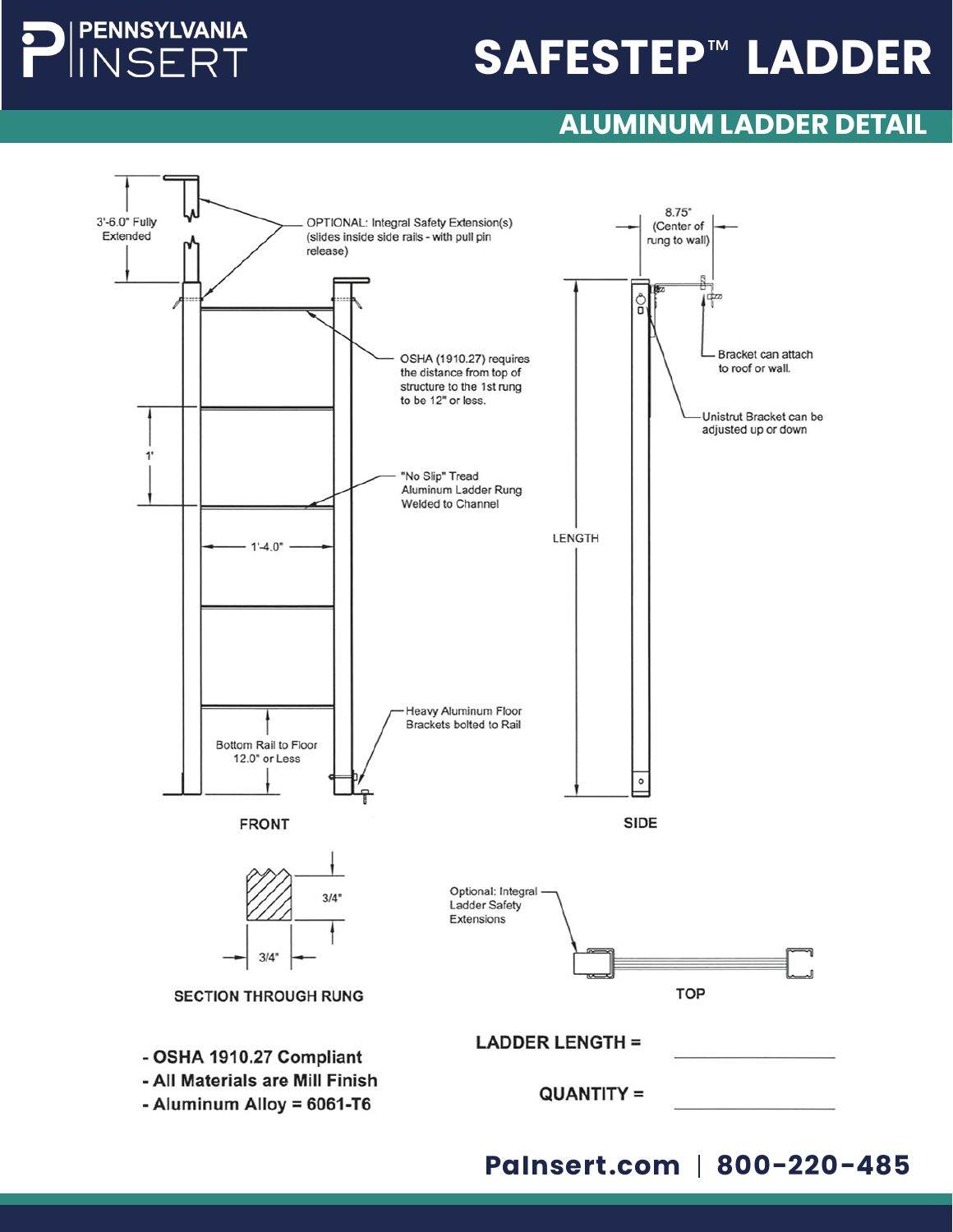# PENNSYLVANIA INSERT

# SAFESTEP™ LADDER

## ALUMINUM LADDER DETAIL

3'-6.0" Fully Extended

OPTIONAL: Integral Safety Extension(s) (slides inside side rails - with pull pin release)

OSHA (1910.27) requires the distance from top of structure to the 1st rung to be 12" or less.

1'

"No Slip" Tread Aluminum Ladder Rung Welded to Channel

1'-4.0"

Heavy Aluminum Floor Brackets bolted to Rail

Bottom Rail to Floor 12.0" or Less

FRONT

8.75" (Center of rung to wall)

Bracket can attach to roof or wall.

Unistrut Bracket can be adjusted up or down

LENGTH

SIDE

3/4"

3/4"

SECTION THROUGH RUNG

Optional: Integral Ladder Safety Extensions

TOP

- OSHA 1910.27 Compliant
- All Materials are Mill Finish
- Aluminum Alloy = 6061-T6

LADDER LENGTH = \_\_\_\_\_\_\_\_\_\_\_\_\_\_\_\_

QUANTITY = \_\_\_\_\_\_\_\_\_\_\_\_\_\_\_\_

PaInsert.com | 800-220-485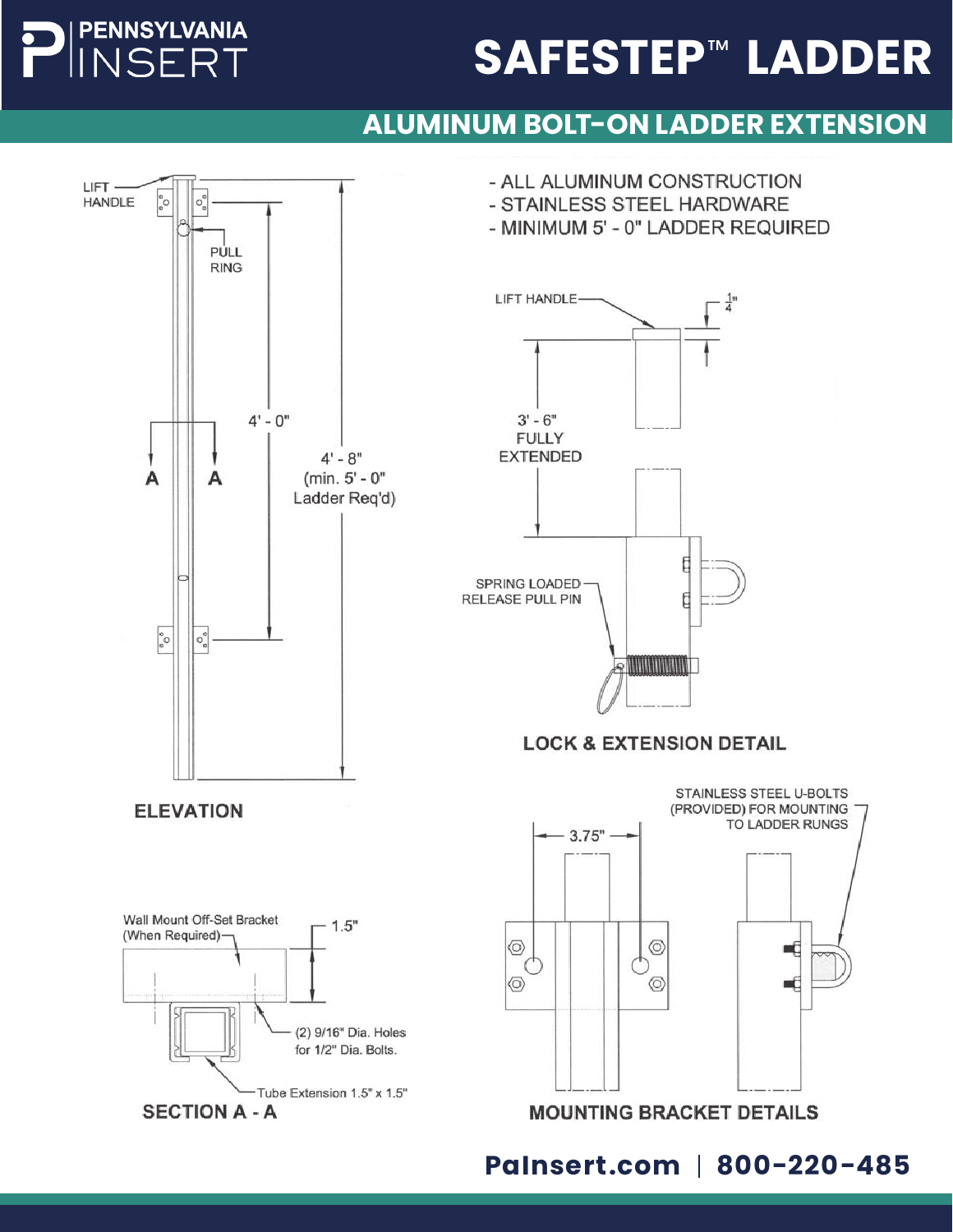# SAFESTEP™ LADDER

## ALUMINUM BOLT-ON LADDER EXTENSION

- ALL ALUMINUM CONSTRUCTION
- STAINLESS STEEL HARDWARE
- MINIMUM 5' - 0" LADDER REQUIRED

LIFT HANDLE

PULL RING

4' - 0"

4' - 8" (min. 5' - 0" Ladder Req'd)

A A

**ELEVATION**

LIFT HANDLE

1/4"

3' - 6" FULLY EXTENDED

SPRING LOADED RELEASE PULL PIN

**LOCK & EXTENSION DETAIL**

Wall Mount Off-Set Bracket (When Required)

1.5"

(2) 9/16" Dia. Holes for 1/2" Dia. Bolts.

Tube Extension 1.5" x 1.5"

**SECTION A - A**

3.75"

STAINLESS STEEL U-BOLTS (PROVIDED) FOR MOUNTING TO LADDER RUNGS

**MOUNTING BRACKET DETAILS**

**PaInsert.com | 800-220-485**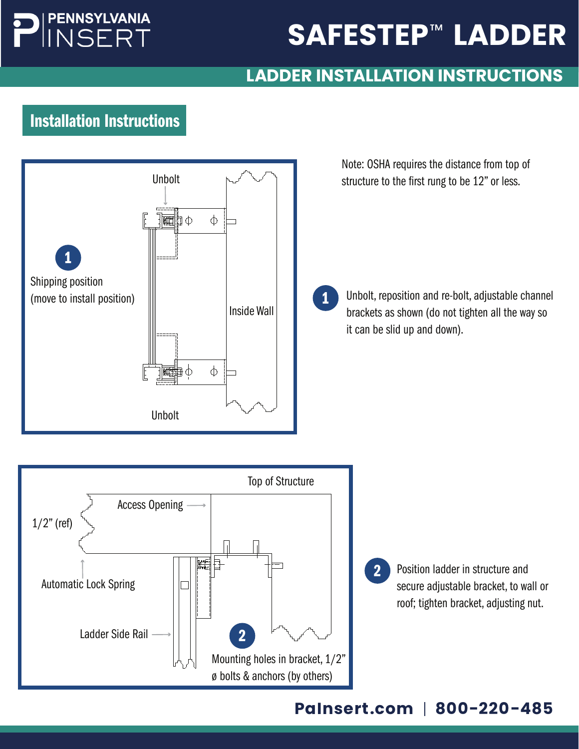# SAFESTEP™ LADDER

## LADDER INSTALLATION INSTRUCTIONS

### Installation Instructions

Unbolt

1

Shipping position (move to install position)

Inside Wall

Unbolt

Note: OSHA requires the distance from top of structure to the first rung to be 12" or less.

1. Unbolt, reposition and re-bolt, adjustable channel brackets as shown (do not tighten all the way so it can be slid up and down).

Top of Structure

Access Opening

1/2" (ref)

Automatic Lock Spring

Ladder Side Rail

2

Mounting holes in bracket, 1/2" ø bolts & anchors (by others)

2. Position ladder in structure and secure adjustable bracket, to wall or roof; tighten bracket, adjusting nut.

**PaInsert.com | 800-220-485**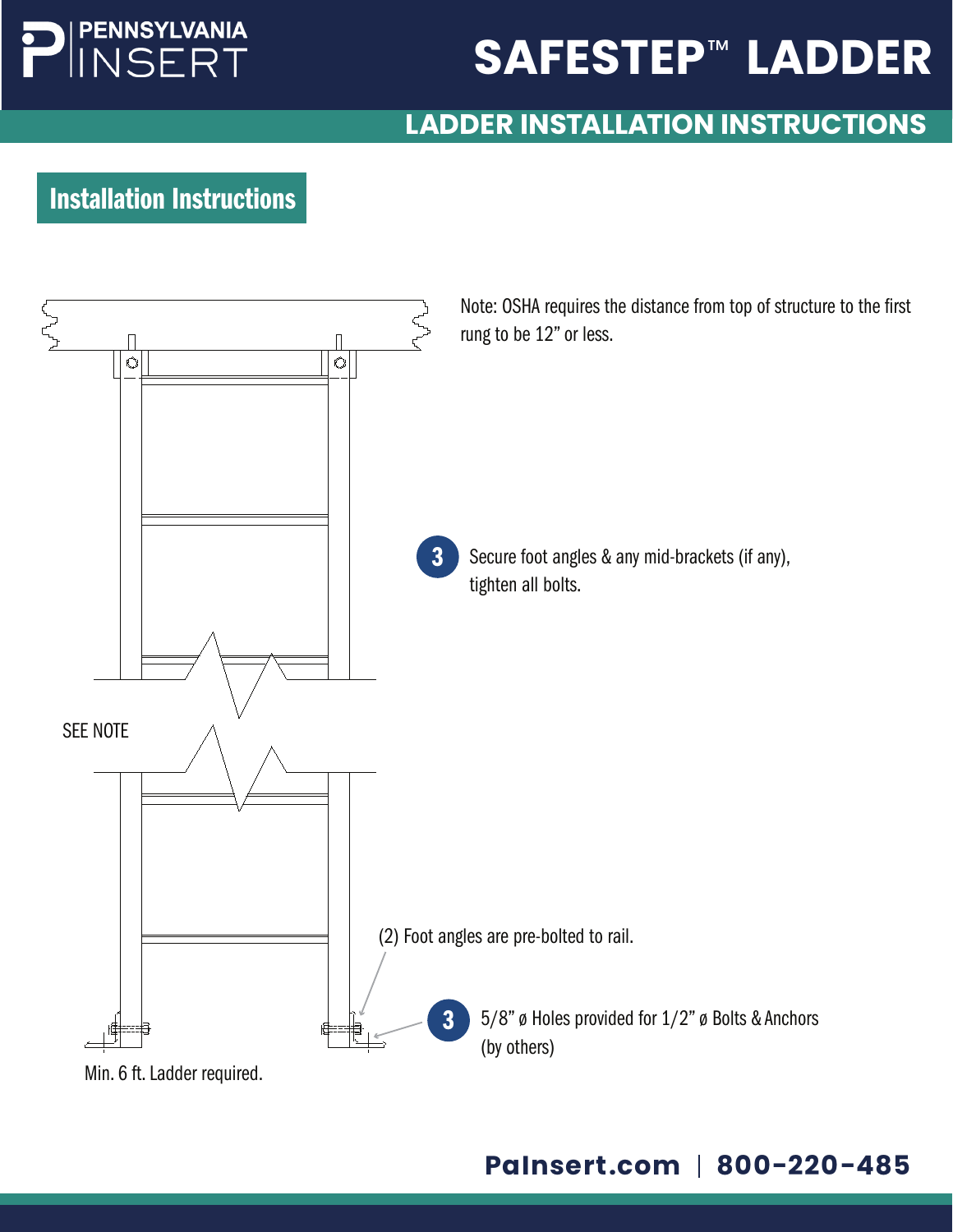# SAFESTEP™ LADDER

## LADDER INSTALLATION INSTRUCTIONS

### Installation Instructions

Note: OSHA requires the distance from top of structure to the first rung to be 12" or less.

**3** Secure foot angles & any mid-brackets (if any), tighten all bolts.

SEE NOTE

(2) Foot angles are pre-bolted to rail.

**3** 5/8" ø Holes provided for 1/2" ø Bolts & Anchors (by others)

Min. 6 ft. Ladder required.

**PaInsert.com | 800-220-485**